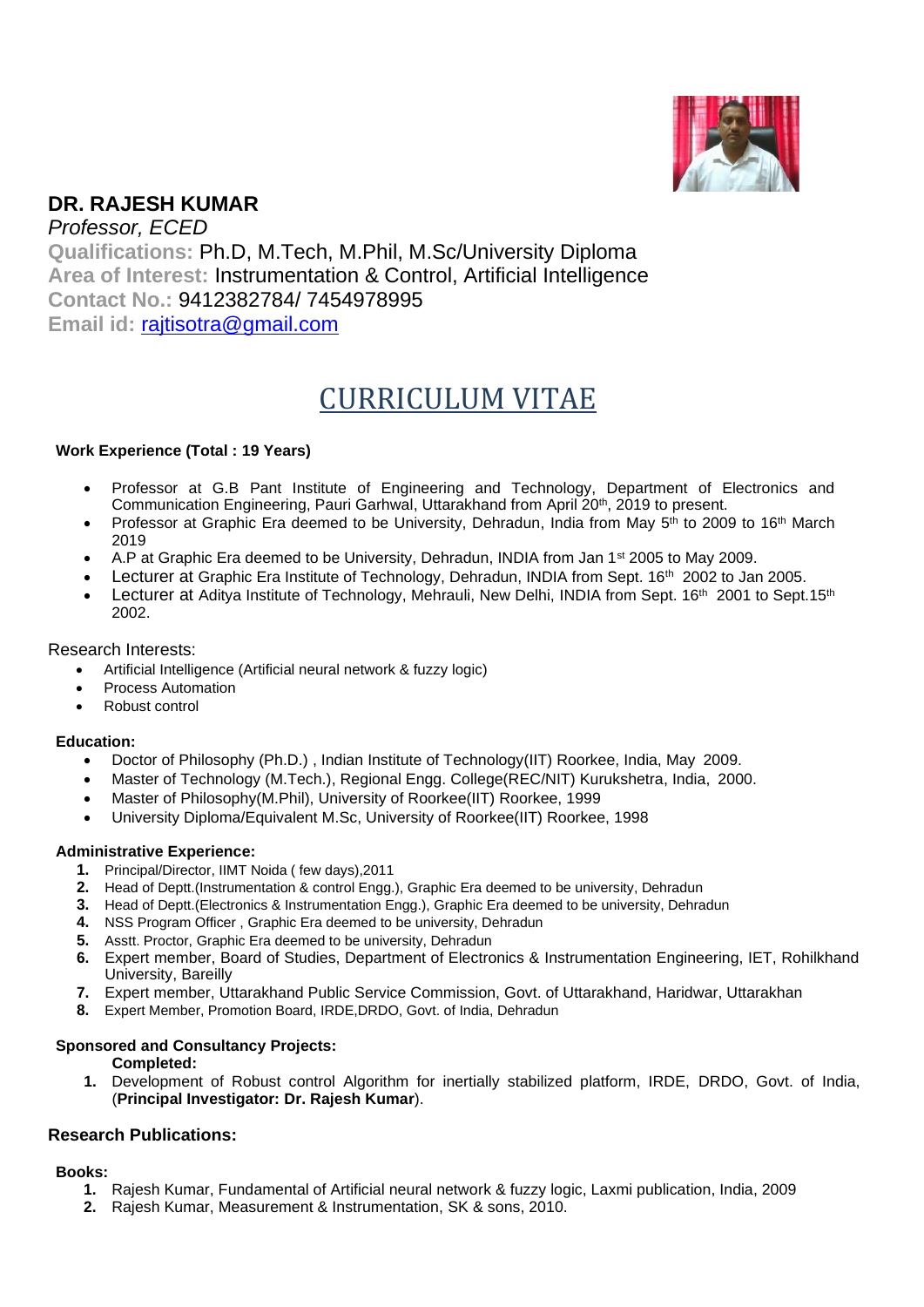# DR. RAJESH KUMAR

*Professor, ECED*

**Qualifications:** Ph.D, M.Tech, M.Phil, M.Sc/University Diploma
**Area of Interest:** Instrumentation & Control, Artificial Intelligence
**Contact No.:** 9412382784/ 7454978995
**Email id:** rajtisotra@gmail.com

## CURRICULUM VITAE

**Work Experience (Total : 19 Years)**

- Professor at G.B Pant Institute of Engineering and Technology, Department of Electronics and Communication Engineering, Pauri Garhwal, Uttarakhand from April 20th, 2019 to present.
- Professor at Graphic Era deemed to be University, Dehradun, India from May 5th to 2009 to 16th March 2019
- A.P at Graphic Era deemed to be University, Dehradun, INDIA from Jan 1st 2005 to May 2009.
- Lecturer at Graphic Era Institute of Technology, Dehradun, INDIA from Sept. 16th 2002 to Jan 2005.
- Lecturer at Aditya Institute of Technology, Mehrauli, New Delhi, INDIA from Sept. 16th 2001 to Sept.15th 2002.

Research Interests:

- Artificial Intelligence (Artificial neural network & fuzzy logic)
- Process Automation
- Robust control

**Education:**

- Doctor of Philosophy (Ph.D.) , Indian Institute of Technology(IIT) Roorkee, India, May 2009.
- Master of Technology (M.Tech.), Regional Engg. College(REC/NIT) Kurukshetra, India, 2000.
- Master of Philosophy(M.Phil), University of Roorkee(IIT) Roorkee, 1999
- University Diploma/Equivalent M.Sc, University of Roorkee(IIT) Roorkee, 1998

**Administrative Experience:**

1. Principal/Director, IIMT Noida ( few days),2011
2. Head of Deptt.(Instrumentation & control Engg.), Graphic Era deemed to be university, Dehradun
3. Head of Deptt.(Electronics & Instrumentation Engg.), Graphic Era deemed to be university, Dehradun
4. NSS Program Officer , Graphic Era deemed to be university, Dehradun
5. Asstt. Proctor, Graphic Era deemed to be university, Dehradun
6. Expert member, Board of Studies, Department of Electronics & Instrumentation Engineering, IET, Rohilkhand University, Bareilly
7. Expert member, Uttarakhand Public Service Commission, Govt. of Uttarakhand, Haridwar, Uttarakhan
8. Expert Member, Promotion Board, IRDE,DRDO, Govt. of India, Dehradun

**Sponsored and Consultancy Projects:**

**Completed:**

1. Development of Robust control Algorithm for inertially stabilized platform, IRDE, DRDO, Govt. of India, (**Principal Investigator: Dr. Rajesh Kumar**).

### Research Publications:

**Books:**

1. Rajesh Kumar, Fundamental of Artificial neural network & fuzzy logic, Laxmi publication, India, 2009
2. Rajesh Kumar, Measurement & Instrumentation, SK & sons, 2010.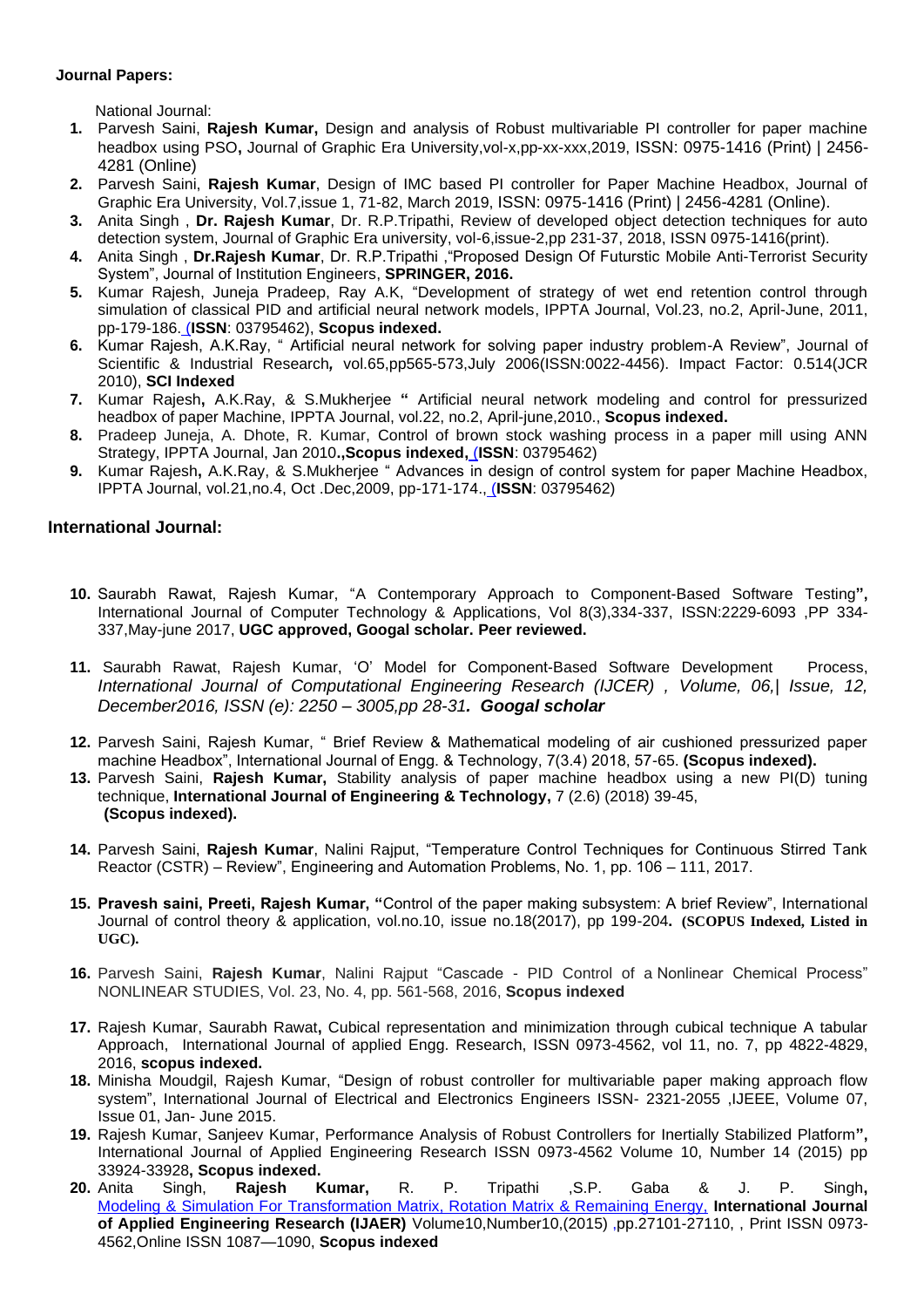**Journal Papers:**

National Journal:

1. Parvesh Saini, **Rajesh Kumar,** Design and analysis of Robust multivariable PI controller for paper machine headbox using PSO**,** Journal of Graphic Era University,vol-x,pp-xx-xxx,2019, ISSN: 0975-1416 (Print) | 2456-4281 (Online)
2. Parvesh Saini, **Rajesh Kumar**, Design of IMC based PI controller for Paper Machine Headbox, Journal of Graphic Era University, Vol.7,issue 1, 71-82, March 2019, ISSN: 0975-1416 (Print) | 2456-4281 (Online).
3. Anita Singh , **Dr. Rajesh Kumar**, Dr. R.P.Tripathi, Review of developed object detection techniques for auto detection system, Journal of Graphic Era university, vol-6,issue-2,pp 231-37, 2018, ISSN 0975-1416(print).
4. Anita Singh , **Dr.Rajesh Kumar**, Dr. R.P.Tripathi ,"Proposed Design Of Futurstic Mobile Anti-Terrorist Security System", Journal of Institution Engineers, **SPRINGER, 2016.**
5. Kumar Rajesh, Juneja Pradeep, Ray A.K, "Development of strategy of wet end retention control through simulation of classical PID and artificial neural network models, IPPTA Journal, Vol.23, no.2, April-June, 2011, pp-179-186. (**ISSN**: 03795462), **Scopus indexed.**
6. Kumar Rajesh, A.K.Ray, " Artificial neural network for solving paper industry problem-A Review", Journal of Scientific & Industrial Research*,* vol.65,pp565-573,July 2006(ISSN:0022-4456). Impact Factor: 0.514(JCR 2010), **SCI Indexed**
7. Kumar Rajesh**,** A.K.Ray, & S.Mukherjee **"** Artificial neural network modeling and control for pressurized headbox of paper Machine, IPPTA Journal, vol.22, no.2, April-june,2010., **Scopus indexed.**
8. Pradeep Juneja, A. Dhote, R. Kumar, Control of brown stock washing process in a paper mill using ANN Strategy, IPPTA Journal, Jan 2010**.,Scopus indexed,** (**ISSN**: 03795462)
9. Kumar Rajesh**,** A.K.Ray, & S.Mukherjee " Advances in design of control system for paper Machine Headbox, IPPTA Journal, vol.21,no.4, Oct .Dec,2009, pp-171-174., (**ISSN**: 03795462)

**International Journal:**

10. Saurabh Rawat, Rajesh Kumar, "A Contemporary Approach to Component-Based Software Testing**",** International Journal of Computer Technology & Applications, Vol 8(3),334-337, ISSN:2229-6093 ,PP 334-337,May-june 2017, **UGC approved, Googal scholar. Peer reviewed.**
11. Saurabh Rawat, Rajesh Kumar, 'O' Model for Component-Based Software Development Process, *International Journal of Computational Engineering Research (IJCER) , Volume, 06,| Issue, 12, December2016, ISSN (e): 2250 – 3005,pp 28-31****. Googal scholar***
12. Parvesh Saini, Rajesh Kumar, " Brief Review & Mathematical modeling of air cushioned pressurized paper machine Headbox", International Journal of Engg. & Technology, 7(3.4) 2018, 57-65. **(Scopus indexed).**
13. Parvesh Saini, **Rajesh Kumar,** Stability analysis of paper machine headbox using a new PI(D) tuning technique, **International Journal of Engineering & Technology,** 7 (2.6) (2018) 39-45, **(Scopus indexed).**
14. Parvesh Saini, **Rajesh Kumar**, Nalini Rajput, "Temperature Control Techniques for Continuous Stirred Tank Reactor (CSTR) – Review", Engineering and Automation Problems, No. 1, pp. 106 – 111, 2017.
15. **Pravesh saini, Preeti, Rajesh Kumar, "**Control of the paper making subsystem: A brief Review", International Journal of control theory & application, vol.no.10, issue no.18(2017), pp 199-204**. (SCOPUS Indexed, Listed in UGC).**
16. Parvesh Saini, **Rajesh Kumar**, Nalini Rajput "Cascade - PID Control of a Nonlinear Chemical Process" NONLINEAR STUDIES, Vol. 23, No. 4, pp. 561-568, 2016, **Scopus indexed**
17. Rajesh Kumar, Saurabh Rawat**,** Cubical representation and minimization through cubical technique A tabular Approach, International Journal of applied Engg. Research, ISSN 0973-4562, vol 11, no. 7, pp 4822-4829, 2016, **scopus indexed.**
18. Minisha Moudgil, Rajesh Kumar, "Design of robust controller for multivariable paper making approach flow system", International Journal of Electrical and Electronics Engineers ISSN- 2321-2055 ,IJEEE, Volume 07, Issue 01, Jan- June 2015.
19. Rajesh Kumar, Sanjeev Kumar, Performance Analysis of Robust Controllers for Inertially Stabilized Platform**",** International Journal of Applied Engineering Research ISSN 0973-4562 Volume 10, Number 14 (2015) pp 33924-33928**, Scopus indexed.**
20. Anita Singh, **Rajesh Kumar,** R. P. Tripathi ,S.P. Gaba & J. P. Singh**,** Modeling & Simulation For Transformation Matrix, Rotation Matrix & Remaining Energy, **International Journal of Applied Engineering Research (IJAER)** Volume10,Number10,(2015) ,pp.27101-27110, , Print ISSN 0973-4562,Online ISSN 1087—1090, **Scopus indexed**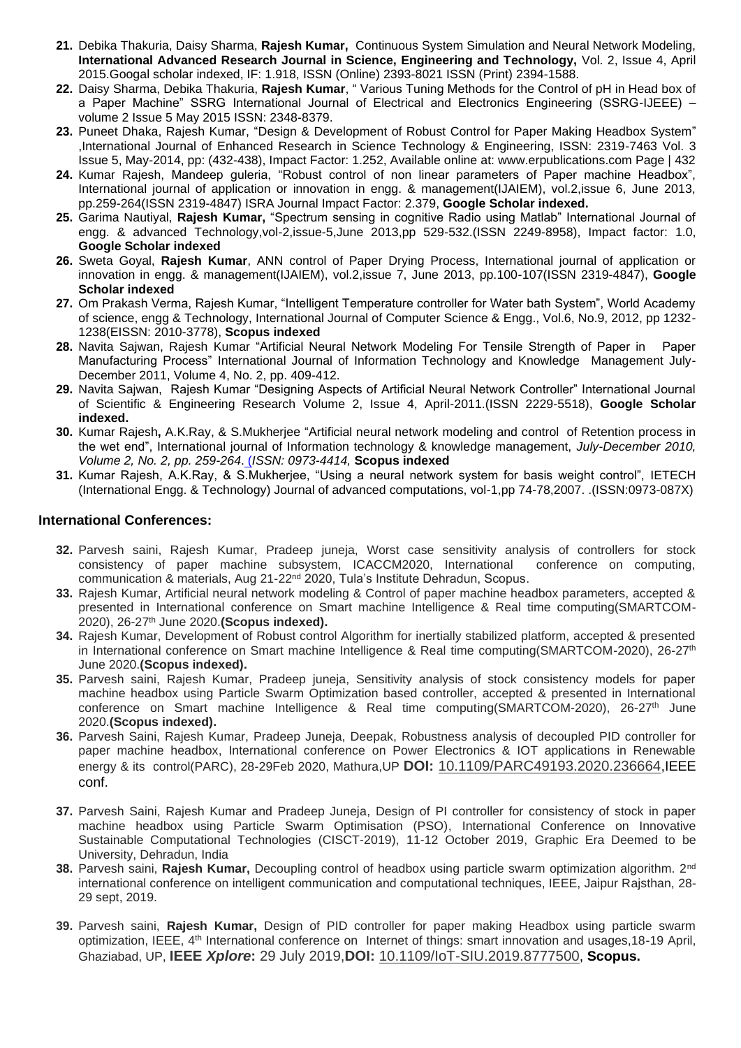21. Debika Thakuria, Daisy Sharma, **Rajesh Kumar,** Continuous System Simulation and Neural Network Modeling, **International Advanced Research Journal in Science, Engineering and Technology,** Vol. 2, Issue 4, April 2015.Googal scholar indexed, IF: 1.918, ISSN (Online) 2393-8021 ISSN (Print) 2394-1588.
22. Daisy Sharma, Debika Thakuria, **Rajesh Kumar**, " Various Tuning Methods for the Control of pH in Head box of a Paper Machine" SSRG International Journal of Electrical and Electronics Engineering (SSRG-IJEEE) – volume 2 Issue 5 May 2015 ISSN: 2348-8379.
23. Puneet Dhaka, Rajesh Kumar, "Design & Development of Robust Control for Paper Making Headbox System" ,International Journal of Enhanced Research in Science Technology & Engineering, ISSN: 2319-7463 Vol. 3 Issue 5, May-2014, pp: (432-438), Impact Factor: 1.252, Available online at: www.erpublications.com Page | 432
24. Kumar Rajesh, Mandeep guleria, "Robust control of non linear parameters of Paper machine Headbox", International journal of application or innovation in engg. & management(IJAIEM), vol.2,issue 6, June 2013, pp.259-264(ISSN 2319-4847) ISRA Journal Impact Factor: 2.379, **Google Scholar indexed.**
25. Garima Nautiyal, **Rajesh Kumar,** "Spectrum sensing in cognitive Radio using Matlab" International Journal of engg. & advanced Technology,vol-2,issue-5,June 2013,pp 529-532.(ISSN 2249-8958), Impact factor: 1.0, **Google Scholar indexed**
26. Sweta Goyal, **Rajesh Kumar**, ANN control of Paper Drying Process, International journal of application or innovation in engg. & management(IJAIEM), vol.2,issue 7, June 2013, pp.100-107(ISSN 2319-4847), **Google Scholar indexed**
27. Om Prakash Verma, Rajesh Kumar, "Intelligent Temperature controller for Water bath System", World Academy of science, engg & Technology, International Journal of Computer Science & Engg., Vol.6, No.9, 2012, pp 1232-1238(EISSN: 2010-3778), **Scopus indexed**
28. Navita Sajwan, Rajesh Kumar "Artificial Neural Network Modeling For Tensile Strength of Paper in Paper Manufacturing Process" International Journal of Information Technology and Knowledge Management July-December 2011, Volume 4, No. 2, pp. 409-412.
29. Navita Sajwan, Rajesh Kumar "Designing Aspects of Artificial Neural Network Controller" International Journal of Scientific & Engineering Research Volume 2, Issue 4, April-2011.(ISSN 2229-5518), **Google Scholar indexed.**
30. Kumar Rajesh**,** A.K.Ray, & S.Mukherjee "Artificial neural network modeling and control of Retention process in the wet end", International journal of Information technology & knowledge management, *July-December 2010, Volume 2, No. 2, pp. 259-264*. (*ISSN: 0973-4414,* **Scopus indexed**
31. Kumar Rajesh, A.K.Ray, & S.Mukherjee, "Using a neural network system for basis weight control", IETECH (International Engg. & Technology) Journal of advanced computations, vol-1,pp 74-78,2007. .(ISSN:0973-087X)

## International Conferences:

32. Parvesh saini, Rajesh Kumar, Pradeep juneja, Worst case sensitivity analysis of controllers for stock consistency of paper machine subsystem, ICACCM2020, International conference on computing, communication & materials, Aug 21-22nd 2020, Tula's Institute Dehradun, Scopus.
33. Rajesh Kumar, Artificial neural network modeling & Control of paper machine headbox parameters, accepted & presented in International conference on Smart machine Intelligence & Real time computing(SMARTCOM-2020), 26-27th June 2020.**(Scopus indexed).**
34. Rajesh Kumar, Development of Robust control Algorithm for inertially stabilized platform, accepted & presented in International conference on Smart machine Intelligence & Real time computing(SMARTCOM-2020), 26-27th June 2020.**(Scopus indexed).**
35. Parvesh saini, Rajesh Kumar, Pradeep juneja, Sensitivity analysis of stock consistency models for paper machine headbox using Particle Swarm Optimization based controller, accepted & presented in International conference on Smart machine Intelligence & Real time computing(SMARTCOM-2020), 26-27th June 2020.**(Scopus indexed).**
36. Parvesh Saini, Rajesh Kumar, Pradeep Juneja, Deepak, Robustness analysis of decoupled PID controller for paper machine headbox, International conference on Power Electronics & IOT applications in Renewable energy & its control(PARC), 28-29Feb 2020, Mathura,UP **DOI:** 10.1109/PARC49193.2020.236664,IEEE conf.
37. Parvesh Saini, Rajesh Kumar and Pradeep Juneja, Design of PI controller for consistency of stock in paper machine headbox using Particle Swarm Optimisation (PSO), International Conference on Innovative Sustainable Computational Technologies (CISCT-2019), 11-12 October 2019, Graphic Era Deemed to be University, Dehradun, India
38. Parvesh saini, **Rajesh Kumar,** Decoupling control of headbox using particle swarm optimization algorithm. 2nd international conference on intelligent communication and computational techniques, IEEE, Jaipur Rajsthan, 28-29 sept, 2019.
39. Parvesh saini, **Rajesh Kumar,** Design of PID controller for paper making Headbox using particle swarm optimization, IEEE, 4th International conference on Internet of things: smart innovation and usages,18-19 April, Ghaziabad, UP, **IEEE *Xplore*:** 29 July 2019,**DOI:** 10.1109/IoT-SIU.2019.8777500, **Scopus.**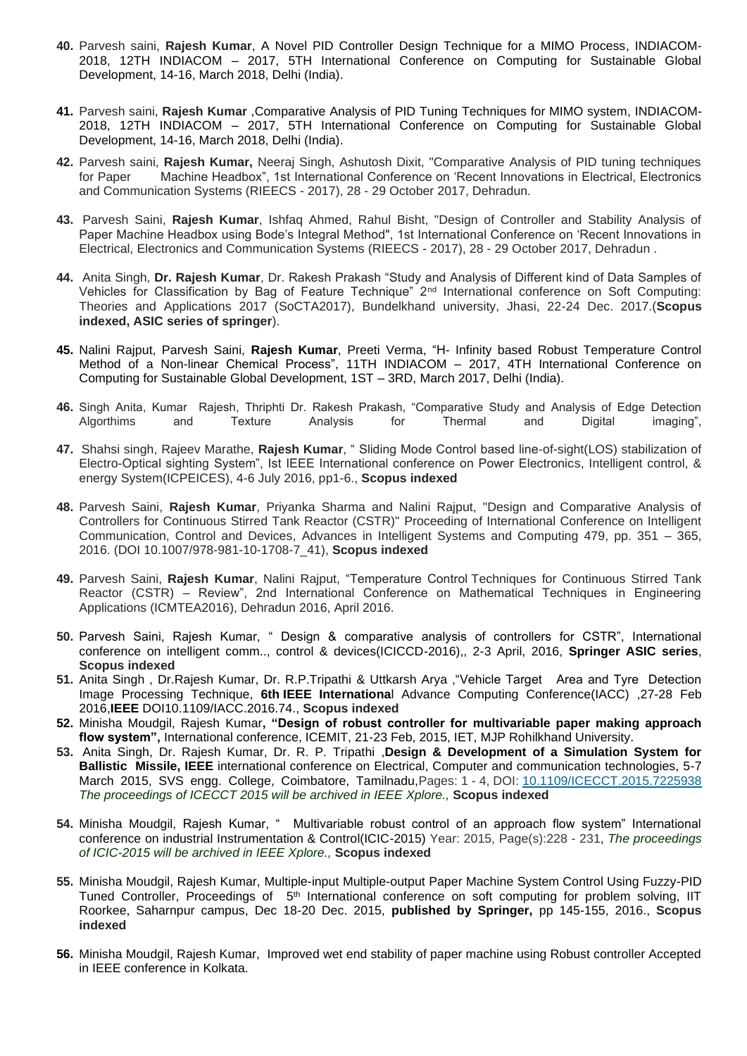**40.** Parvesh saini, **Rajesh Kumar**, A Novel PID Controller Design Technique for a MIMO Process, INDIACOM-2018, 12TH INDIACOM – 2017, 5TH International Conference on Computing for Sustainable Global Development, 14-16, March 2018, Delhi (India).

**41.** Parvesh saini, **Rajesh Kumar** ,Comparative Analysis of PID Tuning Techniques for MIMO system, INDIACOM-2018, 12TH INDIACOM – 2017, 5TH International Conference on Computing for Sustainable Global Development, 14-16, March 2018, Delhi (India).

**42.** Parvesh saini, **Rajesh Kumar,** Neeraj Singh, Ashutosh Dixit, "Comparative Analysis of PID tuning techniques for Paper Machine Headbox", 1st International Conference on 'Recent Innovations in Electrical, Electronics and Communication Systems (RIEECS - 2017), 28 - 29 October 2017, Dehradun.

**43.** Parvesh Saini, **Rajesh Kumar**, Ishfaq Ahmed, Rahul Bisht, "Design of Controller and Stability Analysis of Paper Machine Headbox using Bode's Integral Method", 1st International Conference on 'Recent Innovations in Electrical, Electronics and Communication Systems (RIEECS - 2017), 28 - 29 October 2017, Dehradun .

**44.** Anita Singh, **Dr. Rajesh Kumar**, Dr. Rakesh Prakash "Study and Analysis of Different kind of Data Samples of Vehicles for Classification by Bag of Feature Technique" 2nd International conference on Soft Computing: Theories and Applications 2017 (SoCTA2017), Bundelkhand university, Jhasi, 22-24 Dec. 2017.(**Scopus indexed, ASIC series of springer**).

**45.** Nalini Rajput, Parvesh Saini, **Rajesh Kumar**, Preeti Verma, "H- Infinity based Robust Temperature Control Method of a Non-linear Chemical Process", 11TH INDIACOM – 2017, 4TH International Conference on Computing for Sustainable Global Development, 1ST – 3RD, March 2017, Delhi (India).

**46.** Singh Anita, Kumar Rajesh, Thriphti Dr. Rakesh Prakash, "Comparative Study and Analysis of Edge Detection Algorthims and Texture Analysis for Thermal and Digital imaging",

**47.** Shahsi singh, Rajeev Marathe, **Rajesh Kumar**, " Sliding Mode Control based line-of-sight(LOS) stabilization of Electro-Optical sighting System", Ist IEEE International conference on Power Electronics, Intelligent control, & energy System(ICPEICES), 4-6 July 2016, pp1-6., **Scopus indexed**

**48.** Parvesh Saini, **Rajesh Kumar**, Priyanka Sharma and Nalini Rajput, "Design and Comparative Analysis of Controllers for Continuous Stirred Tank Reactor (CSTR)" Proceeding of International Conference on Intelligent Communication, Control and Devices, Advances in Intelligent Systems and Computing 479, pp. 351 – 365, 2016. (DOI 10.1007/978-981-10-1708-7_41), **Scopus indexed**

**49.** Parvesh Saini, **Rajesh Kumar**, Nalini Rajput, "Temperature Control Techniques for Continuous Stirred Tank Reactor (CSTR) – Review", 2nd International Conference on Mathematical Techniques in Engineering Applications (ICMTEA2016), Dehradun 2016, April 2016.

**50.** Parvesh Saini, Rajesh Kumar, " Design & comparative analysis of controllers for CSTR", International conference on intelligent comm.., control & devices(ICICCD-2016),, 2-3 April, 2016, **Springer ASIC series**, **Scopus indexed**

**51.** Anita Singh , Dr.Rajesh Kumar, Dr. R.P.Tripathi & Uttkarsh Arya ,"Vehicle Target Area and Tyre Detection Image Processing Technique, **6th IEEE Internationa**l Advance Computing Conference(IACC) ,27-28 Feb 2016,**IEEE** DOI10.1109/IACC.2016.74., **Scopus indexed**

**52.** Minisha Moudgil, Rajesh Kumar**, "Design of robust controller for multivariable paper making approach flow system",** International conference, ICEMIT, 21-23 Feb, 2015, IET, MJP Rohilkhand University.

**53.** Anita Singh, Dr. Rajesh Kumar, Dr. R. P. Tripathi ,**Design & Development of a Simulation System for Ballistic Missile, IEEE** international conference on Electrical, Computer and communication technologies, 5-7 March 2015, SVS engg. College, Coimbatore, Tamilnadu,Pages: 1 - 4, DOI: 10.1109/ICECCT.2015.7225938 *The proceedings of ICECCT 2015 will be archived in IEEE Xplore.,* **Scopus indexed**

**54.** Minisha Moudgil, Rajesh Kumar, " Multivariable robust control of an approach flow system" International conference on industrial Instrumentation & Control(ICIC-2015) Year: 2015, Page(s):228 - 231, *The proceedings of ICIC-2015 will be archived in IEEE Xplore.,* **Scopus indexed**

**55.** Minisha Moudgil, Rajesh Kumar, Multiple-input Multiple-output Paper Machine System Control Using Fuzzy-PID Tuned Controller, Proceedings of 5th International conference on soft computing for problem solving, IIT Roorkee, Saharnpur campus, Dec 18-20 Dec. 2015, **published by Springer,** pp 145-155, 2016., **Scopus indexed**

**56.** Minisha Moudgil, Rajesh Kumar, Improved wet end stability of paper machine using Robust controller Accepted in IEEE conference in Kolkata.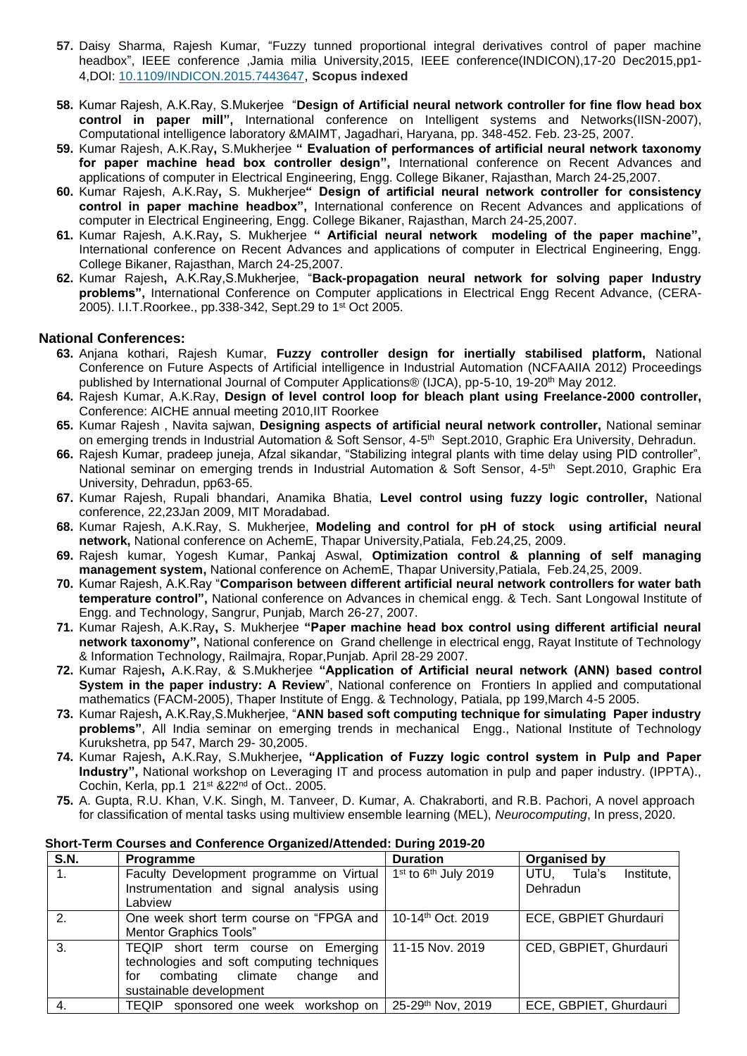57. Daisy Sharma, Rajesh Kumar, "Fuzzy tunned proportional integral derivatives control of paper machine headbox", IEEE conference ,Jamia milia University,2015, IEEE conference(INDICON),17-20 Dec2015,pp1-4,DOI: 10.1109/INDICON.2015.7443647, **Scopus indexed**

58. Kumar Rajesh, A.K.Ray, S.Mukerjee "**Design of Artificial neural network controller for fine flow head box control in paper mill",** International conference on Intelligent systems and Networks(IISN-2007), Computational intelligence laboratory &MAIMT, Jagadhari, Haryana, pp. 348-452. Feb. 23-25, 2007.

59. Kumar Rajesh, A.K.Ray**,** S.Mukherjee **" Evaluation of performances of artificial neural network taxonomy for paper machine head box controller design",** International conference on Recent Advances and applications of computer in Electrical Engineering, Engg. College Bikaner, Rajasthan, March 24-25,2007.

60. Kumar Rajesh, A.K.Ray**,** S. Mukherjee**" Design of artificial neural network controller for consistency control in paper machine headbox",** International conference on Recent Advances and applications of computer in Electrical Engineering, Engg. College Bikaner, Rajasthan, March 24-25,2007.

61. Kumar Rajesh, A.K.Ray**,** S. Mukherjee **" Artificial neural network modeling of the paper machine",** International conference on Recent Advances and applications of computer in Electrical Engineering, Engg. College Bikaner, Rajasthan, March 24-25,2007.

62. Kumar Rajesh**,** A.K.Ray,S.Mukherjee, "**Back-propagation neural network for solving paper Industry problems",** International Conference on Computer applications in Electrical Engg Recent Advance, (CERA-2005). I.I.T.Roorkee., pp.338-342, Sept.29 to 1st Oct 2005.

### National Conferences:

63. Anjana kothari, Rajesh Kumar, **Fuzzy controller design for inertially stabilised platform,** National Conference on Future Aspects of Artificial intelligence in Industrial Automation (NCFAAIIA 2012) Proceedings published by International Journal of Computer Applications® (IJCA), pp-5-10, 19-20th May 2012.

64. Rajesh Kumar, A.K.Ray, **Design of level control loop for bleach plant using Freelance-2000 controller,** Conference: AICHE annual meeting 2010,IIT Roorkee

65. Kumar Rajesh , Navita sajwan, **Designing aspects of artificial neural network controller,** National seminar on emerging trends in Industrial Automation & Soft Sensor, 4-5th Sept.2010, Graphic Era University, Dehradun.

66. Rajesh Kumar, pradeep juneja, Afzal sikandar, "Stabilizing integral plants with time delay using PID controller", National seminar on emerging trends in Industrial Automation & Soft Sensor, 4-5th Sept.2010, Graphic Era University, Dehradun, pp63-65.

67. Kumar Rajesh, Rupali bhandari, Anamika Bhatia, **Level control using fuzzy logic controller,** National conference, 22,23Jan 2009, MIT Moradabad.

68. Kumar Rajesh, A.K.Ray, S. Mukherjee, **Modeling and control for pH of stock using artificial neural network,** National conference on AchemE, Thapar University,Patiala, Feb.24,25, 2009.

69. Rajesh kumar, Yogesh Kumar, Pankaj Aswal, **Optimization control & planning of self managing management system,** National conference on AchemE, Thapar University,Patiala, Feb.24,25, 2009.

70. Kumar Rajesh, A.K.Ray "**Comparison between different artificial neural network controllers for water bath temperature control",** National conference on Advances in chemical engg. & Tech. Sant Longowal Institute of Engg. and Technology, Sangrur, Punjab, March 26-27, 2007.

71. Kumar Rajesh, A.K.Ray**,** S. Mukherjee **"Paper machine head box control using different artificial neural network taxonomy",** National conference on Grand chellenge in electrical engg, Rayat Institute of Technology & Information Technology, Railmajra, Ropar,Punjab. April 28-29 2007.

72. Kumar Rajesh**,** A.K.Ray, & S.Mukherjee **"Application of Artificial neural network (ANN) based control System in the paper industry: A Review**", National conference on Frontiers In applied and computational mathematics (FACM-2005), Thaper Institute of Engg. & Technology, Patiala, pp 199,March 4-5 2005.

73. Kumar Rajesh**,** A.K.Ray,S.Mukherjee, "**ANN based soft computing technique for simulating Paper industry problems"**, All India seminar on emerging trends in mechanical Engg., National Institute of Technology Kurukshetra, pp 547, March 29- 30,2005.

74. Kumar Rajesh**,** A.K.Ray, S.Mukherjee**, "Application of Fuzzy logic control system in Pulp and Paper Industry",** National workshop on Leveraging IT and process automation in pulp and paper industry. (IPPTA)., Cochin, Kerla, pp.1 21st &22nd of Oct.. 2005.

75. A. Gupta, R.U. Khan, V.K. Singh, M. Tanveer, D. Kumar, A. Chakraborti, and R.B. Pachori, A novel approach for classification of mental tasks using multiview ensemble learning (MEL), *Neurocomputing*, In press, 2020.

**Short-Term Courses and Conference Organized/Attended: During 2019-20**

| S.N. | Programme | Duration | Organised by |
|---|---|---|---|
| 1. | Faculty Development programme on Virtual Instrumentation and signal analysis using Labview | 1st to 6th July 2019 | UTU, Tula's Institute, Dehradun |
| 2. | One week short term course on "FPGA and Mentor Graphics Tools" | 10-14th Oct. 2019 | ECE, GBPIET Ghurdauri |
| 3. | TEQIP short term course on Emerging technologies and soft computing techniques for combating climate change and sustainable development | 11-15 Nov. 2019 | CED, GBPIET, Ghurdauri |
| 4. | TEQIP sponsored one week workshop on | 25-29th Nov, 2019 | ECE, GBPIET, Ghurdauri |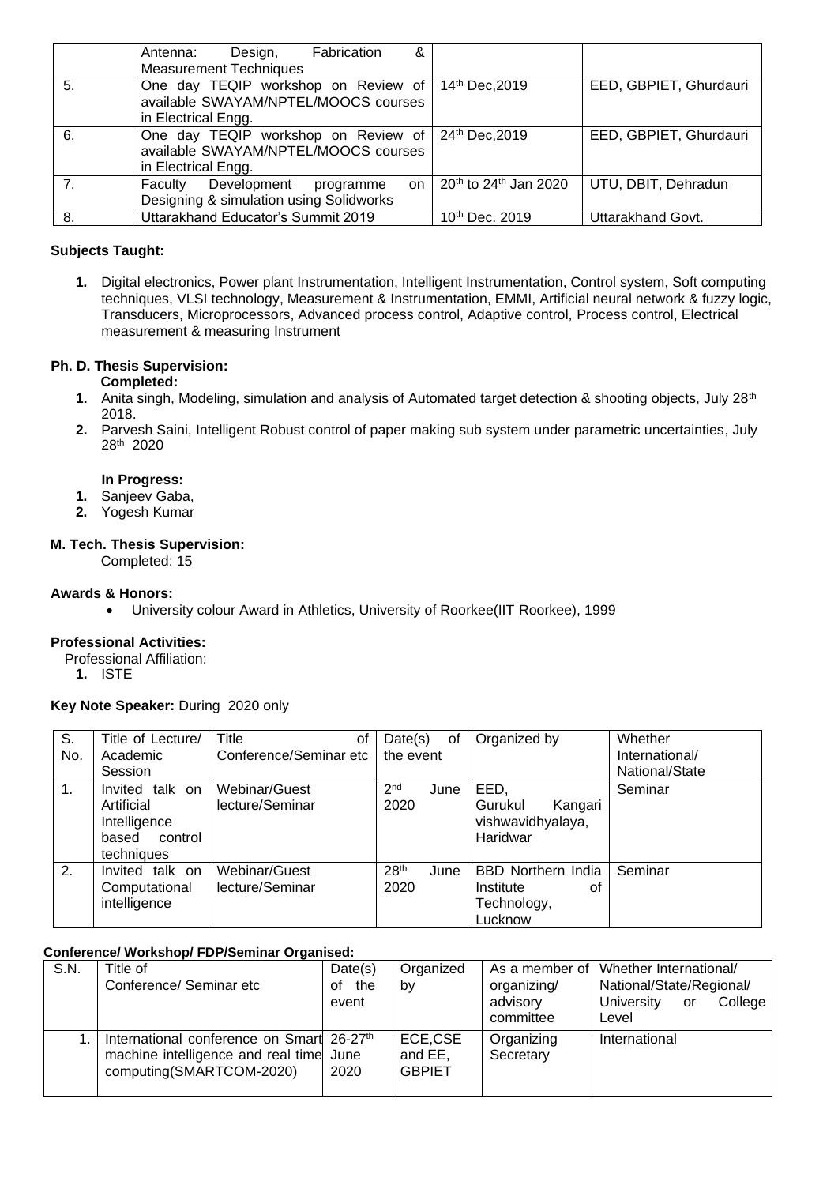|  | Antenna: Design, Fabrication & Measurement Techniques |  |  |
|---|---|---|---|
| 5. | One day TEQIP workshop on Review of available SWAYAM/NPTEL/MOOCS courses in Electrical Engg. | 14th Dec,2019 | EED, GBPIET, Ghurdauri |
| 6. | One day TEQIP workshop on Review of available SWAYAM/NPTEL/MOOCS courses in Electrical Engg. | 24th Dec,2019 | EED, GBPIET, Ghurdauri |
| 7. | Faculty Development programme on Designing & simulation using Solidworks | 20th to 24th Jan 2020 | UTU, DBIT, Dehradun |
| 8. | Uttarakhand Educator's Summit 2019 | 10th Dec. 2019 | Uttarakhand Govt. |

**Subjects Taught:**

1. Digital electronics, Power plant Instrumentation, Intelligent Instrumentation, Control system, Soft computing techniques, VLSI technology, Measurement & Instrumentation, EMMI, Artificial neural network & fuzzy logic, Transducers, Microprocessors, Advanced process control, Adaptive control, Process control, Electrical measurement & measuring Instrument

**Ph. D. Thesis Supervision:**

**Completed:**

1. Anita singh, Modeling, simulation and analysis of Automated target detection & shooting objects, July 28th 2018.
2. Parvesh Saini, Intelligent Robust control of paper making sub system under parametric uncertainties, July 28th 2020

**In Progress:**

1. Sanjeev Gaba,
2. Yogesh Kumar

**M. Tech. Thesis Supervision:**

Completed: 15

**Awards & Honors:**

- University colour Award in Athletics, University of Roorkee(IIT Roorkee), 1999

**Professional Activities:**

Professional Affiliation:

1. ISTE

**Key Note Speaker:** During 2020 only

| S. No. | Title of Lecture/ Academic Session | Title of Conference/Seminar etc | Date(s) of the event | Organized by | Whether International/ National/State |
|---|---|---|---|---|---|
| 1. | Invited talk on Artificial Intelligence based control techniques | Webinar/Guest lecture/Seminar | 2nd June 2020 | EED, Gurukul Kangari vishwavidhyalaya, Haridwar | Seminar |
| 2. | Invited talk on Computational intelligence | Webinar/Guest lecture/Seminar | 28th June 2020 | BBD Northern India Institute of Technology, Lucknow | Seminar |

**Conference/ Workshop/ FDP/Seminar Organised:**

| S.N. | Title of Conference/ Seminar etc | Date(s) of the event | Organized by | As a member of organizing/ advisory committee | Whether International/ National/State/Regional/ University or College Level |
|---|---|---|---|---|---|
| 1. | International conference on Smart machine intelligence and real time computing(SMARTCOM-2020) | 26-27th June 2020 | ECE,CSE and EE, GBPIET | Organizing Secretary | International |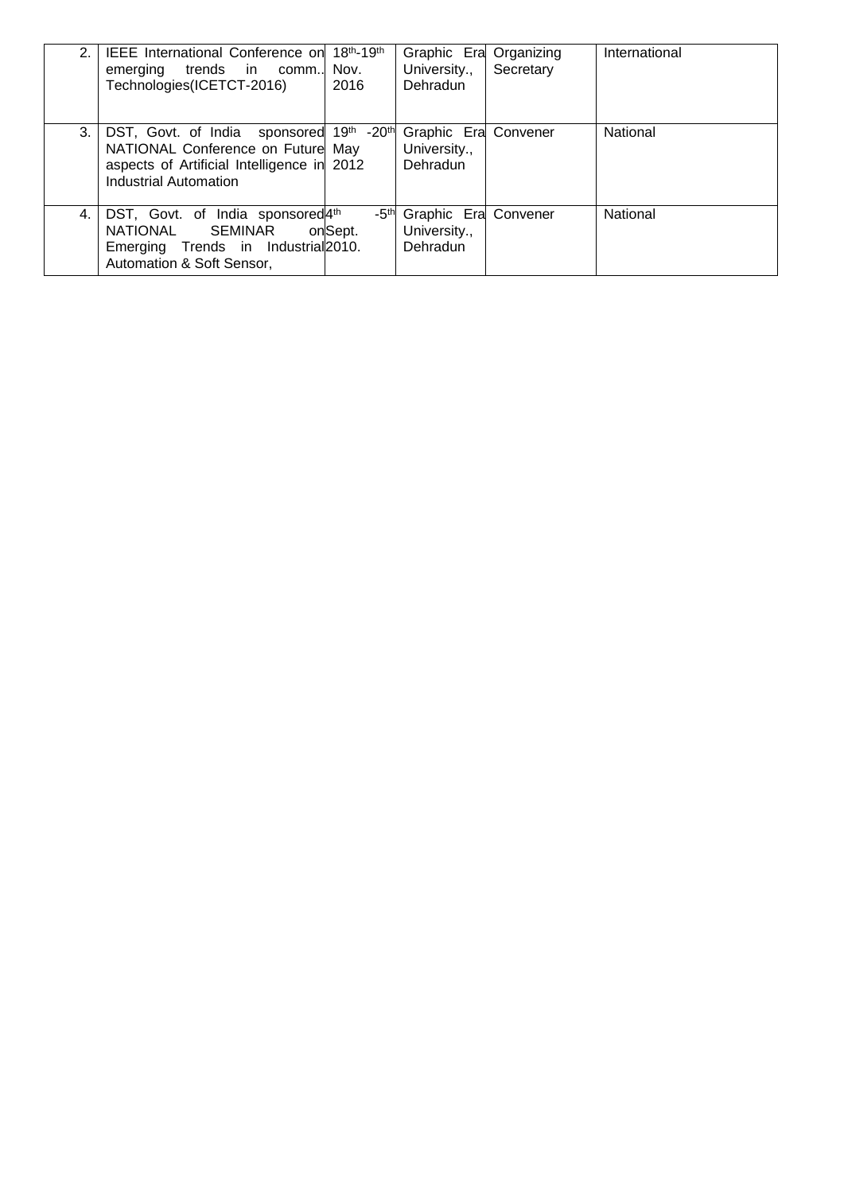| | | | | | |
|---|---|---|---|---|---|
| 2. | IEEE International Conference on emerging trends in comm.. Technologies(ICETCT-2016) | $18^{th}$-$19^{th}$ Nov. 2016 | Graphic Era University., Dehradun | Organizing Secretary | International |
| 3. | DST, Govt. of India sponsored NATIONAL Conference on Future aspects of Artificial Intelligence in Industrial Automation | $19^{th}$ -$20^{th}$ May 2012 | Graphic Era University., Dehradun | Convener | National |
| 4. | DST, Govt. of India sponsored NATIONAL SEMINAR on Emerging Trends in Industrial Automation & Soft Sensor, | $4^{th}$ -$5^{th}$ Sept. 2010. | Graphic Era University., Dehradun | Convener | National |